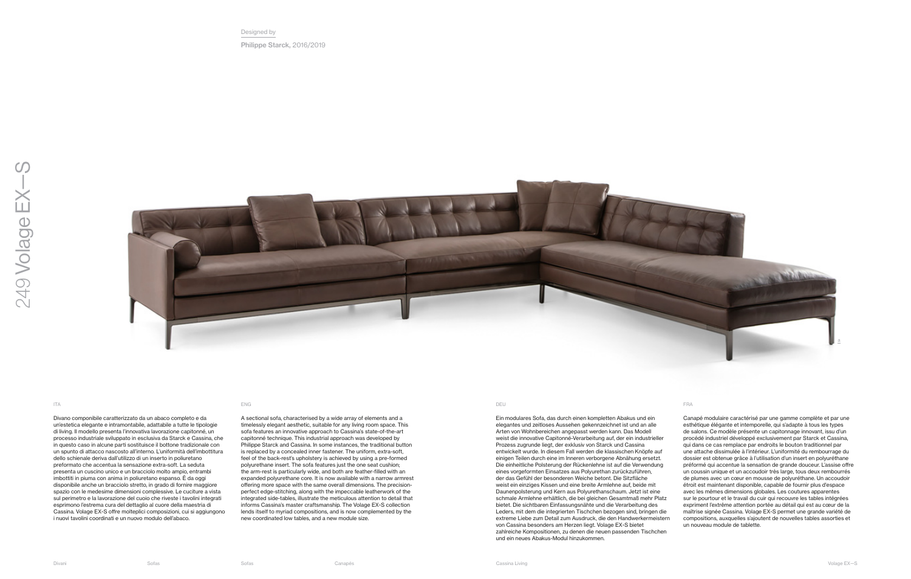# Volage EX—S

Designed by

**Philippe Starck**, 2016/2019

ITA

Divano componibile caratterizzato da un abaco completo e da un'estetica elegante e intramontabile, adattabile a tutte le tipologie di living. Il modello presenta l'innovativa lavorazione capitonné, un processo industriale sviluppato in esclusiva da Starck e Cassina, che in questo caso in alcune parti sostituisce il bottone tradizionale con uno spunto di attacco nascosto all'interno. L'uniformità dell'imbottitura dello schienale deriva dall'utilizzo di un inserto in poliuretano preformato che accentua la sensazione extra-soft. La seduta presenta un cuscino unico e un bracciolo molto ampio, entrambi imbottiti in piuma con anima in poliuretano espanso. È da oggi disponibile anche un bracciolo stretto, in grado di fornire maggiore spazio con le medesime dimensioni complessive. Le cuciture a vista sul perimetro e la lavorazione del cuoio che riveste i tavolini integrati esprimono l'estrema cura del dettaglio al cuore della maestria di Cassina. Volage EX-S offre molteplici composizioni, cui si aggiungono i nuovi tavolini coordinati e un nuovo modulo dell'abaco.

ENG

A sectional sofa, characterised by a wide array of elements and a timelessly elegant aesthetic, suitable for any living room space. This sofa features an innovative approach to Cassina's state-of-the-art capitonné technique. This industrial approach was developed by Philippe Starck and Cassina. In some instances, the traditional button is replaced by a concealed inner fastener. The uniform, extra-soft, feel of the back-rest's upholstery is achieved by using a pre-formed polyurethane insert. The sofa features just the one seat cushion; the arm-rest is particularly wide, and both are feather-filled with an expanded polyurethane core. It is now available with a narrow armrest offering more space with the same overall dimensions. The precision-perfect edge-stitching, along with the impeccable leatherwork of the integrated side-tables, illustrate the meticulous attention to detail that informs Cassina's master craftsmanship. The Volage EX-S collection lends itself to myriad compositions, and is now complemented by the new coordinated low tables, and a new module size.

DEU

Ein modulares Sofa, das durch einen kompletten Abakus und ein elegantes und zeitloses Aussehen gekennzeichnet ist und an alle Arten von Wohnbereichen angepasst werden kann. Das Modell weist die innovative Capitonné-Verarbeitung auf, der ein industrieller Prozess zugrunde liegt, der exklusiv von Starck und Cassina entwickelt wurde. In diesem Fall werden die klassischen Knöpfe auf einigen Teilen durch eine im Inneren verborgene Abnähung ersetzt. Die einheitliche Polsterung der Rückenlehne ist auf die Verwendung eines vorgeformten Einsatzes aus Polyurethan zurückzuführen, der das Gefühl der besonderen Weiche betont. Die Sitzfläche weist ein einziges Kissen und eine breite Armlehne auf, beide mit Daunenpolsterung und Kern aus Polyurethanschaum. Jetzt ist eine schmale Armlehne erhältlich, die bei gleichen Gesamtmaß mehr Platz bietet. Die sichtbaren Einfassungsnähte und die Verarbeitung des Leders, mit dem die integrierten Tischchen bezogen sind, bringen die extreme Liebe zum Detail zum Ausdruck, die den Handwerkermeistern von Cassina besonders am Herzen liegt. Volage EX-S bietet zahlreiche Kompositionen, zu denen die neuen passenden Tischchen und ein neues Abakus-Modul hinzukommen.

FRA

Canapé modulaire caractérisé par une gamme complète et par une esthétique élégante et intemporelle, qui s'adapte à tous les types de salons. Ce modèle présente un capitonnage innovant, issu d'un procédé industriel développé exclusivement par Starck et Cassina, qui dans ce cas remplace par endroits le bouton traditionnel par une attache dissimulée à l'intérieur. L'uniformité du rembourrage du dossier est obtenue grâce à l'utilisation d'un insert en polyuréthane préformé qui accentue la sensation de grande douceur. L'assise offre un coussin unique et un accoudoir très large, tous deux rembourrés de plumes avec un cœur en mousse de polyuréthane. Un accoudoir étroit est maintenant disponible, capable de fournir plus d'espace avec les mêmes dimensions globales. Les coutures apparentes sur le pourtour et le travail du cuir qui recouvre les tables intégrées expriment l'extrême attention portée au détail qui est au cœur de la maîtrise signée Cassina. Volage EX-S permet une grande variété de compositions, auxquelles s'ajoutent de nouvelles tables assorties et un nouveau module de tablette.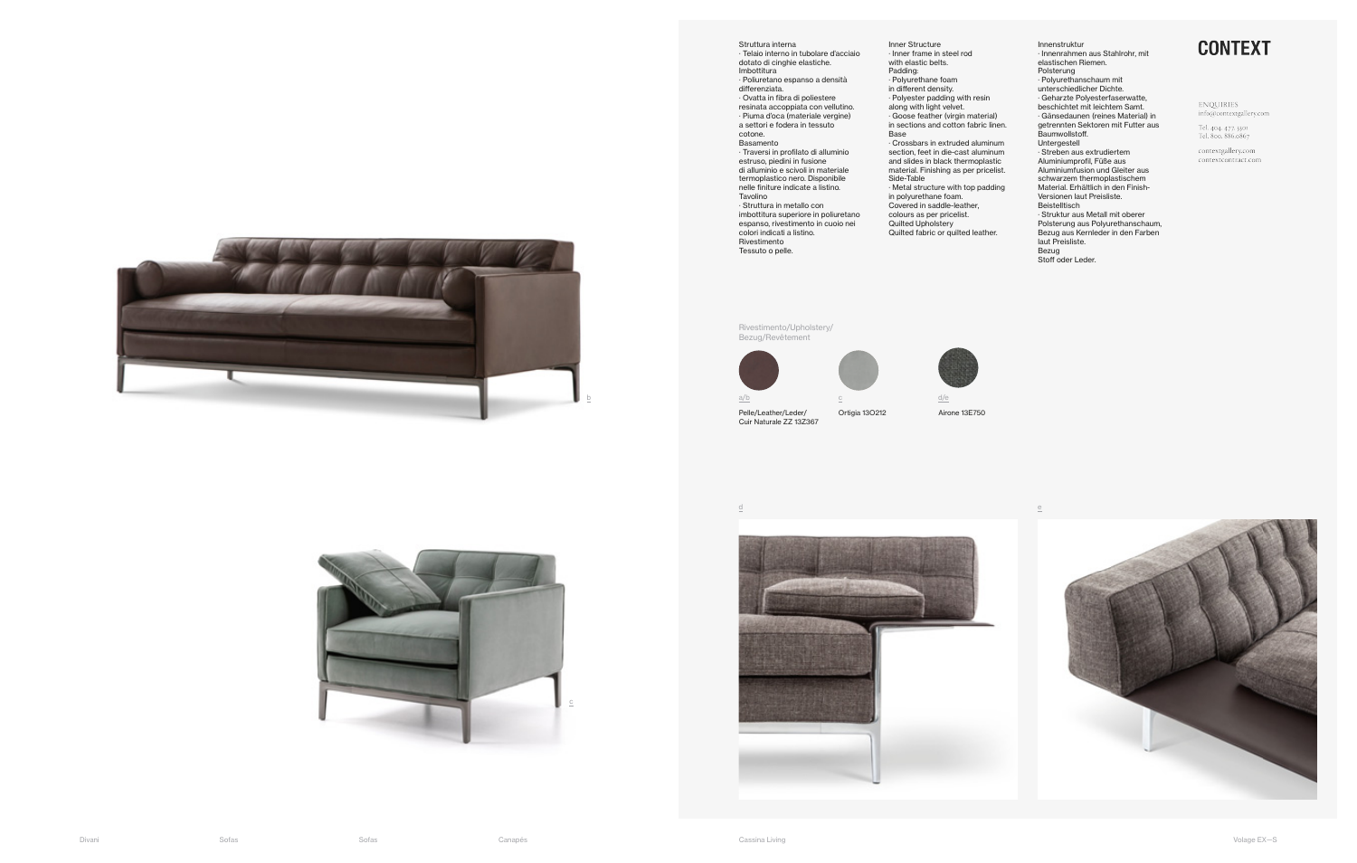Struttura interna
· Telaio interno in tubolare d'acciaio dotato di cinghie elastiche.
Imbottitura
· Poliuretano espanso a densità differenziata.
· Ovatta in fibra di poliestere resinata accoppiata con vellutino.
· Piuma d'oca (materiale vergine) a settori e fodera in tessuto cotone.
Basamento
· Traversi in profilato di alluminio estruso, piedini in fusione di alluminio e scivoli in materiale termoplastico nero. Disponibile nelle finiture indicate a listino.
Tavolino
· Struttura in metallo con imbottitura superiore in poliuretano espanso, rivestimento in cuoio nei colori indicati a listino.
Rivestimento
Tessuto o pelle.

Inner Structure
· Inner frame in steel rod with elastic belts.
Padding:
· Polyurethane foam in different density.
· Polyester padding with resin along with light velvet.
· Goose feather (virgin material) in sections and cotton fabric linen.
Base
· Crossbars in extruded aluminum section, feet in die-cast aluminum and slides in black thermoplastic material. Finishing as per pricelist.
Side-Table
· Metal structure with top padding in polyurethane foam.
Covered in saddle-leather, colours as per pricelist.
Quilted Upholstery
Quilted fabric or quilted leather.

Innenstruktur
· Innenrahmen aus Stahlrohr, mit elastischen Riemen.
Polsterung
· Polyurethanschaum mit unterschiedlicher Dichte.
· Geharzte Polyesterfaserwatte, beschichtet mit leichtem Samt.
· Gänsedaunen (reines Material) in getrennten Sektoren mit Futter aus Baumwollstoff.
Untergestell
· Streben aus extrudiertem Aluminiumprofil, Füße aus Aluminiumfusion und Gleiter aus schwarzem thermoplastischem Material. Erhältlich in den Finish-Versionen laut Preisliste.
Beistelltisch
· Struktur aus Metall mit oberer Polsterung aus Polyurethanschaum, Bezug aus Kernleder in den Farben laut Preisliste.
Bezug
Stoff oder Leder.

# CONTEXT

ENQUIRIES
info@contextgallery.com

Tel. 404. 477. 5501
Tel. 800. 886.6867

contextgallery.com
contextcontract.com

Rivestimento/Upholstery/
Bezug/Revêtement

a/b
Pelle/Leather/Leder/
Cuir Naturale ZZ 13Z367

c
Ortigia 13O212

d/e
Airone 13E750

b

c

d

e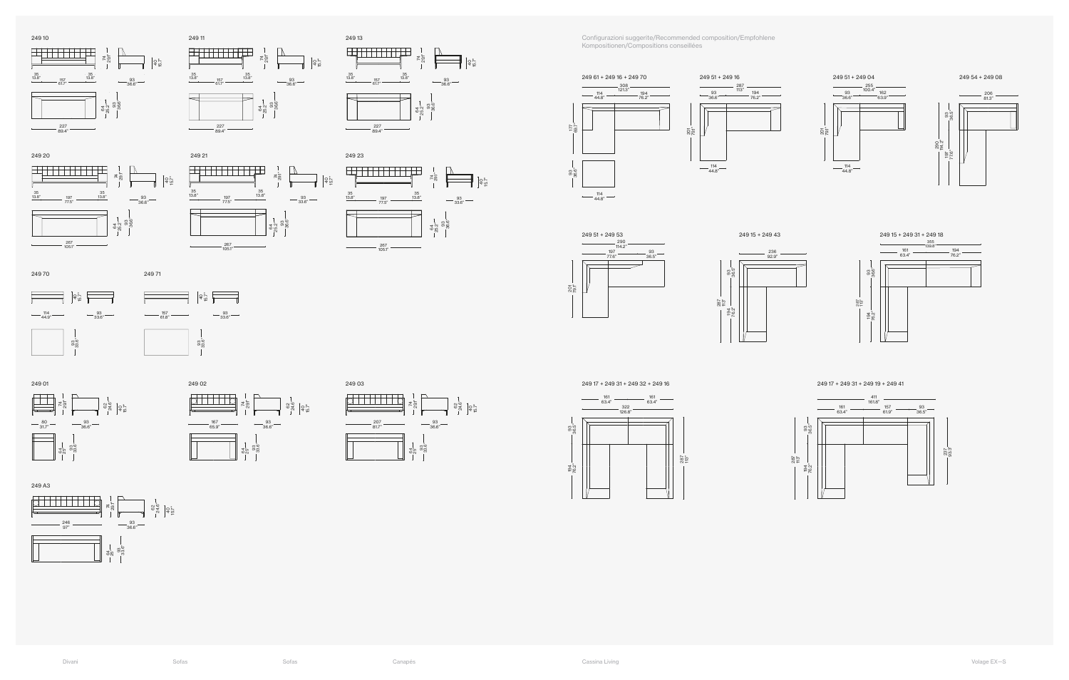249 10

74
29.1"

40
15.7"

35
13.8"

157
61.7"

35
13.8"

93
36.6"

64
25.2"

93
36.6"

227
89.4"

249 11

74
29.1"

40
15.7"

35
13.8"

157
61.7"

35
13.8"

93
36.6"

64
25.2"

93
36.6"

227
89.4"

249 13

74
29.1"

40
15.7"

35
13.8"

157
61.7"

35
13.8"

93
36.6"

64
25.2"

93
36.6"

227
89.4"

249 20

74
29.1"

40
15.7"

35
13.8"

197
77.5"

35
13.8"

93
36.6"

64
25.2"

93
36.6"

267
105.1"

249 21

74
29.1"

40
15.7"

35
13.8"

197
77.5"

35
13.8"

93
33.6"

64
25.2"

93
36.6"

267
105.1"

249 23

74
29.1"

40
15.7"

35
13.8"

197
77.5"

35
13.8"

93
33.6"

64
25.2"

93
36.6"

267
105.1"

249 70

40
15.7"

114
44.9"

93
33.6"

93
33.6"

249 71

40
15.7"

157
61.8"

93
33.6"

93
33.6"

249 01

74
29.1"

62
24.4"

40
15.7"

80
31.7"

93
36.6"

64
25"

93
33.6"

249 02

74
29.1"

62
24.4"

40
15.7"

167
65.9"

93
36.6"

64
25"

93
33.6"

249 03

74
29.1"

62
24.4"

40
15.7"

207
81.7"

93
36.6"

64
25"

93
33.6"

249 A3

74
29.1"

62
24.4"

40
15.7"

246
97"

93
36.6"

64
25"

93
33.6"

Configurazioni suggerite/Recommended composition/Empfohlene Kompositionen/Compositions conseillées

249 61 + 249 16 + 249 70

308
121.3"

114
44.8"

194
76.2"

177
69.7"

93
36.6"

114
44.8"

249 51 + 249 16

287
113"

93
36.6"

194
76.2"

201
79.1"

114
44.8"

249 51 + 249 04

255
100.4"

93
36.6"

162
63.9"

201
79.1"

114
44.8"

249 54 + 249 08

206
81.3"

93
36.5"

290
114.2"

197
77.6"

249 51 + 249 53

290
114.2"

197
77.6"

93
36.5"

201
79.1"

249 15 + 249 43

236
92.9"

93
36.5"

287
113"

194
76.2"

249 15 + 249 31 + 249 18

355
139.8"

161
63.4"

194
76.2"

93
36.6"

287
113"

194
76.2"

249 17 + 249 31 + 249 32 + 249 16

161
63.4"

161
63.4"

322
126.8"

93
36.5"

194
76.2"

287
113"

249 17 + 249 31 + 249 19 + 249 41

411
161.8"

161
63.4"

157
61.9"

93
36.5"

93
36.5"

287
113"

194
76.2"

237
93.3"

Divani Sofas Sofas Canapés